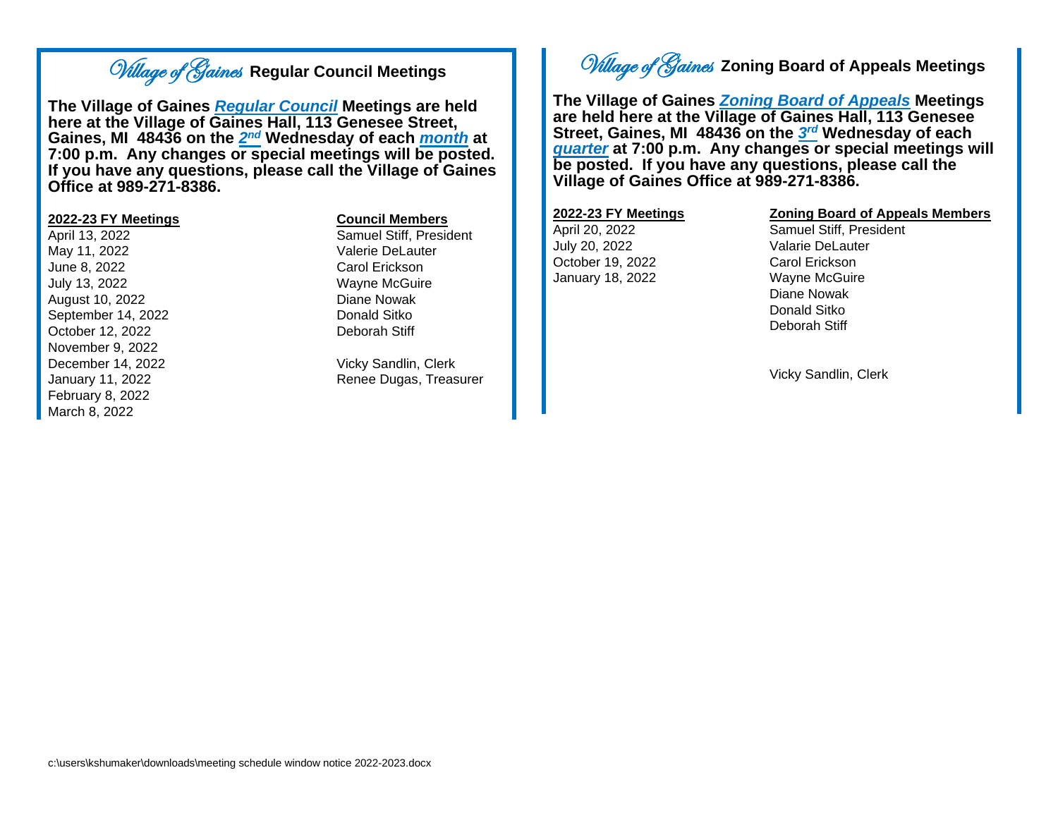## *Village of Gaines* Regular Council Meetings

**The Village of Gaines *Regular Council* Meetings are held here at the Village of Gaines Hall, 113 Genesee Street, Gaines, MI 48436 on the *2nd* Wednesday of each *month* at 7:00 p.m. Any changes or special meetings will be posted. If you have any questions, please call the Village of Gaines Office at 989-271-8386.**

**2022-23 FY Meetings**

April 13, 2022
May 11, 2022
June 8, 2022
July 13, 2022
August 10, 2022
September 14, 2022
October 12, 2022
November 9, 2022
December 14, 2022
January 11, 2022
February 8, 2022
March 8, 2022

**Council Members**

Samuel Stiff, President
Valerie DeLauter
Carol Erickson
Wayne McGuire
Diane Nowak
Donald Sitko
Deborah Stiff

Vicky Sandlin, Clerk
Renee Dugas, Treasurer

## *Village of Gaines* Zoning Board of Appeals Meetings

**The Village of Gaines *Zoning Board of Appeals* Meetings are held here at the Village of Gaines Hall, 113 Genesee Street, Gaines, MI 48436 on the *3rd* Wednesday of each *quarter* at 7:00 p.m. Any changes or special meetings will be posted. If you have any questions, please call the Village of Gaines Office at 989-271-8386.**

**2022-23 FY Meetings**

April 20, 2022
July 20, 2022
October 19, 2022
January 18, 2022

**Zoning Board of Appeals Members**

Samuel Stiff, President
Valarie DeLauter
Carol Erickson
Wayne McGuire
Diane Nowak
Donald Sitko
Deborah Stiff

Vicky Sandlin, Clerk

c:\users\kshumaker\downloads\meeting schedule window notice 2022-2023.docx